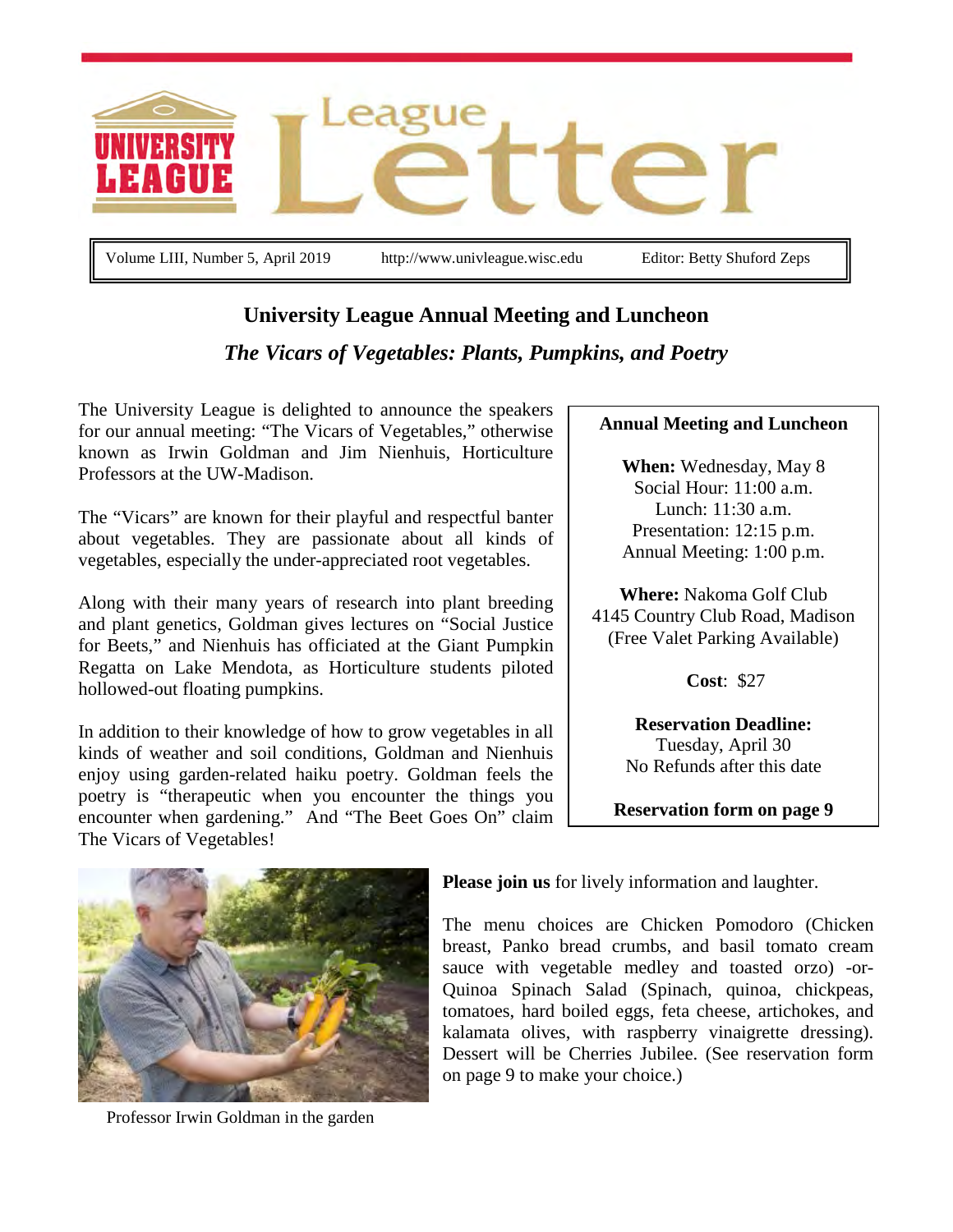# League Letter

Volume LIII, Number 5, April 2019 | http://www.univleague.wisc.edu | Editor: Betty Shuford Zeps

## University League Annual Meeting and Luncheon

### *The Vicars of Vegetables: Plants, Pumpkins, and Poetry*

The University League is delighted to announce the speakers for our annual meeting: "The Vicars of Vegetables," otherwise known as Irwin Goldman and Jim Nienhuis, Horticulture Professors at the UW-Madison.

The "Vicars" are known for their playful and respectful banter about vegetables. They are passionate about all kinds of vegetables, especially the under-appreciated root vegetables.

Along with their many years of research into plant breeding and plant genetics, Goldman gives lectures on "Social Justice for Beets," and Nienhuis has officiated at the Giant Pumpkin Regatta on Lake Mendota, as Horticulture students piloted hollowed-out floating pumpkins.

In addition to their knowledge of how to grow vegetables in all kinds of weather and soil conditions, Goldman and Nienhuis enjoy using garden-related haiku poetry. Goldman feels the poetry is "therapeutic when you encounter the things you encounter when gardening." And "The Beet Goes On" claim The Vicars of Vegetables!

**Annual Meeting and Luncheon**

**When:** Wednesday, May 8
Social Hour: 11:00 a.m.
Lunch: 11:30 a.m.
Presentation: 12:15 p.m.
Annual Meeting: 1:00 p.m.

**Where:** Nakoma Golf Club
4145 Country Club Road, Madison
(Free Valet Parking Available)

**Cost**: $27

**Reservation Deadline:**
Tuesday, April 30
No Refunds after this date

**Reservation form on page 9**

Professor Irwin Goldman in the garden

**Please join us** for lively information and laughter.

The menu choices are Chicken Pomodoro (Chicken breast, Panko bread crumbs, and basil tomato cream sauce with vegetable medley and toasted orzo) -or- Quinoa Spinach Salad (Spinach, quinoa, chickpeas, tomatoes, hard boiled eggs, feta cheese, artichokes, and kalamata olives, with raspberry vinaigrette dressing). Dessert will be Cherries Jubilee. (See reservation form on page 9 to make your choice.)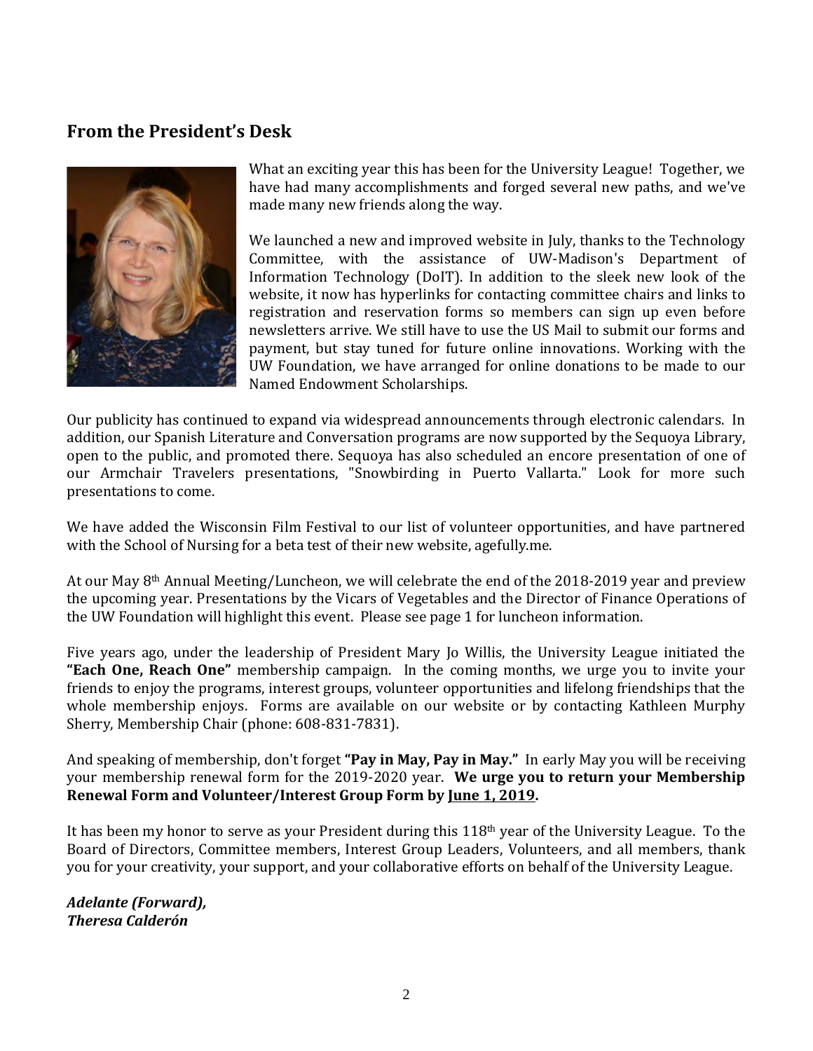## From the President's Desk

What an exciting year this has been for the University League! Together, we have had many accomplishments and forged several new paths, and we've made many new friends along the way.

We launched a new and improved website in July, thanks to the Technology Committee, with the assistance of UW-Madison's Department of Information Technology (DoIT). In addition to the sleek new look of the website, it now has hyperlinks for contacting committee chairs and links to registration and reservation forms so members can sign up even before newsletters arrive. We still have to use the US Mail to submit our forms and payment, but stay tuned for future online innovations. Working with the UW Foundation, we have arranged for online donations to be made to our Named Endowment Scholarships.

Our publicity has continued to expand via widespread announcements through electronic calendars. In addition, our Spanish Literature and Conversation programs are now supported by the Sequoya Library, open to the public, and promoted there. Sequoya has also scheduled an encore presentation of one of our Armchair Travelers presentations, "Snowbirding in Puerto Vallarta." Look for more such presentations to come.

We have added the Wisconsin Film Festival to our list of volunteer opportunities, and have partnered with the School of Nursing for a beta test of their new website, agefully.me.

At our May 8th Annual Meeting/Luncheon, we will celebrate the end of the 2018-2019 year and preview the upcoming year. Presentations by the Vicars of Vegetables and the Director of Finance Operations of the UW Foundation will highlight this event. Please see page 1 for luncheon information.

Five years ago, under the leadership of President Mary Jo Willis, the University League initiated the **"Each One, Reach One"** membership campaign. In the coming months, we urge you to invite your friends to enjoy the programs, interest groups, volunteer opportunities and lifelong friendships that the whole membership enjoys. Forms are available on our website or by contacting Kathleen Murphy Sherry, Membership Chair (phone: 608-831-7831).

And speaking of membership, don't forget **"Pay in May, Pay in May."** In early May you will be receiving your membership renewal form for the 2019-2020 year. **We urge you to return your Membership Renewal Form and Volunteer/Interest Group Form by <u>June 1, 2019</u>.**

It has been my honor to serve as your President during this 118th year of the University League. To the Board of Directors, Committee members, Interest Group Leaders, Volunteers, and all members, thank you for your creativity, your support, and your collaborative efforts on behalf of the University League.

***Adelante (Forward),***
***Theresa Calderón***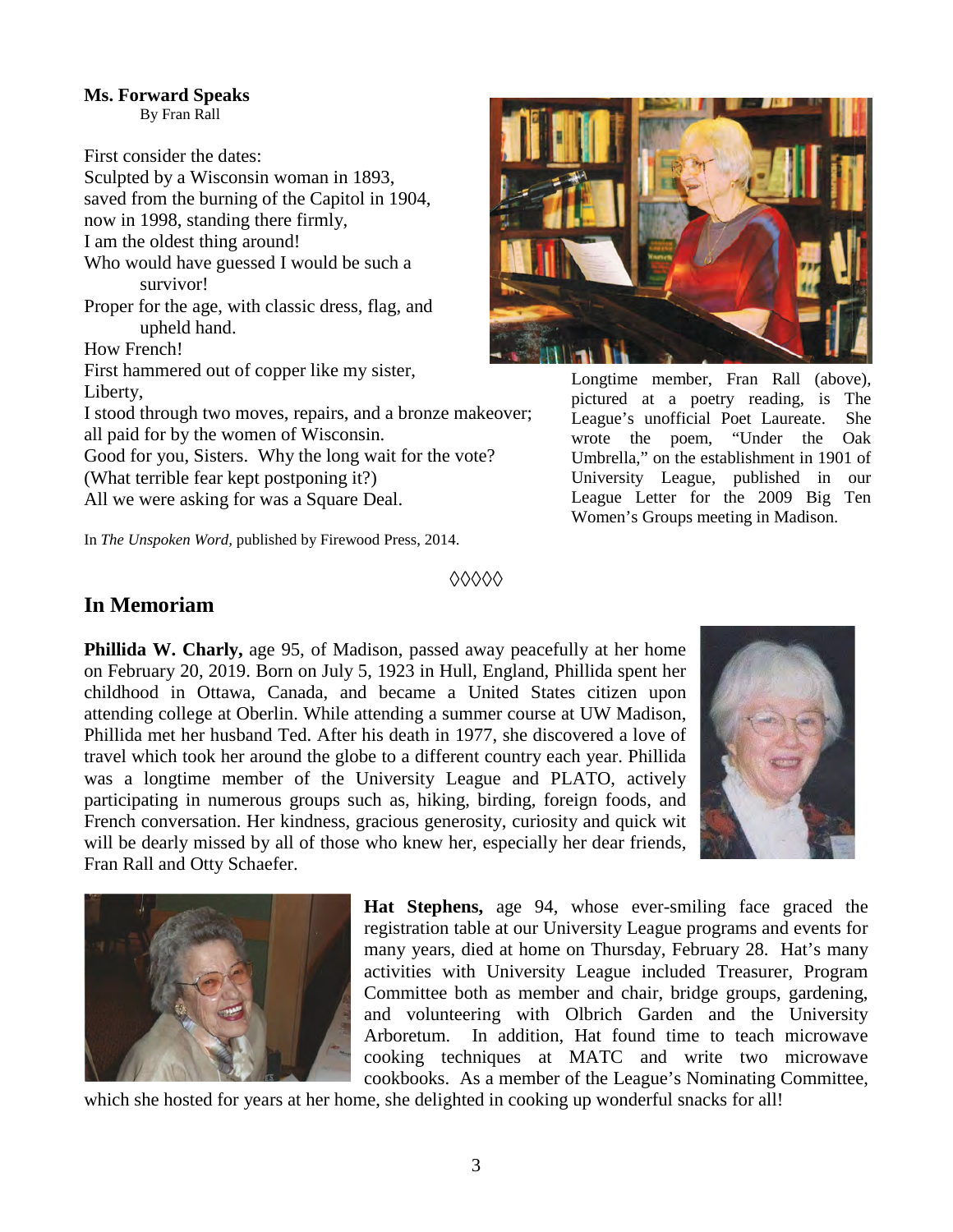**Ms. Forward Speaks**

By Fran Rall

First consider the dates:
Sculpted by a Wisconsin woman in 1893,
saved from the burning of the Capitol in 1904,
now in 1998, standing there firmly,
I am the oldest thing around!
Who would have guessed I would be such a
survivor!
Proper for the age, with classic dress, flag, and
upheld hand.
How French!
First hammered out of copper like my sister,
Liberty,
I stood through two moves, repairs, and a bronze makeover;
all paid for by the women of Wisconsin.
Good for you, Sisters. Why the long wait for the vote?
(What terrible fear kept postponing it?)
All we were asking for was a Square Deal.

In *The Unspoken Word*, published by Firewood Press, 2014.

Longtime member, Fran Rall (above), pictured at a poetry reading, is The League's unofficial Poet Laureate. She wrote the poem, "Under the Oak Umbrella," on the establishment in 1901 of University League, published in our League Letter for the 2009 Big Ten Women's Groups meeting in Madison.

◊◊◊◊◊

## In Memoriam

**Phillida W. Charly,** age 95, of Madison, passed away peacefully at her home on February 20, 2019. Born on July 5, 1923 in Hull, England, Phillida spent her childhood in Ottawa, Canada, and became a United States citizen upon attending college at Oberlin. While attending a summer course at UW Madison, Phillida met her husband Ted. After his death in 1977, she discovered a love of travel which took her around the globe to a different country each year. Phillida was a longtime member of the University League and PLATO, actively participating in numerous groups such as, hiking, birding, foreign foods, and French conversation. Her kindness, gracious generosity, curiosity and quick wit will be dearly missed by all of those who knew her, especially her dear friends, Fran Rall and Otty Schaefer.

**Hat Stephens,** age 94, whose ever-smiling face graced the registration table at our University League programs and events for many years, died at home on Thursday, February 28. Hat's many activities with University League included Treasurer, Program Committee both as member and chair, bridge groups, gardening, and volunteering with Olbrich Garden and the University Arboretum. In addition, Hat found time to teach microwave cooking techniques at MATC and write two microwave cookbooks. As a member of the League's Nominating Committee, which she hosted for years at her home, she delighted in cooking up wonderful snacks for all!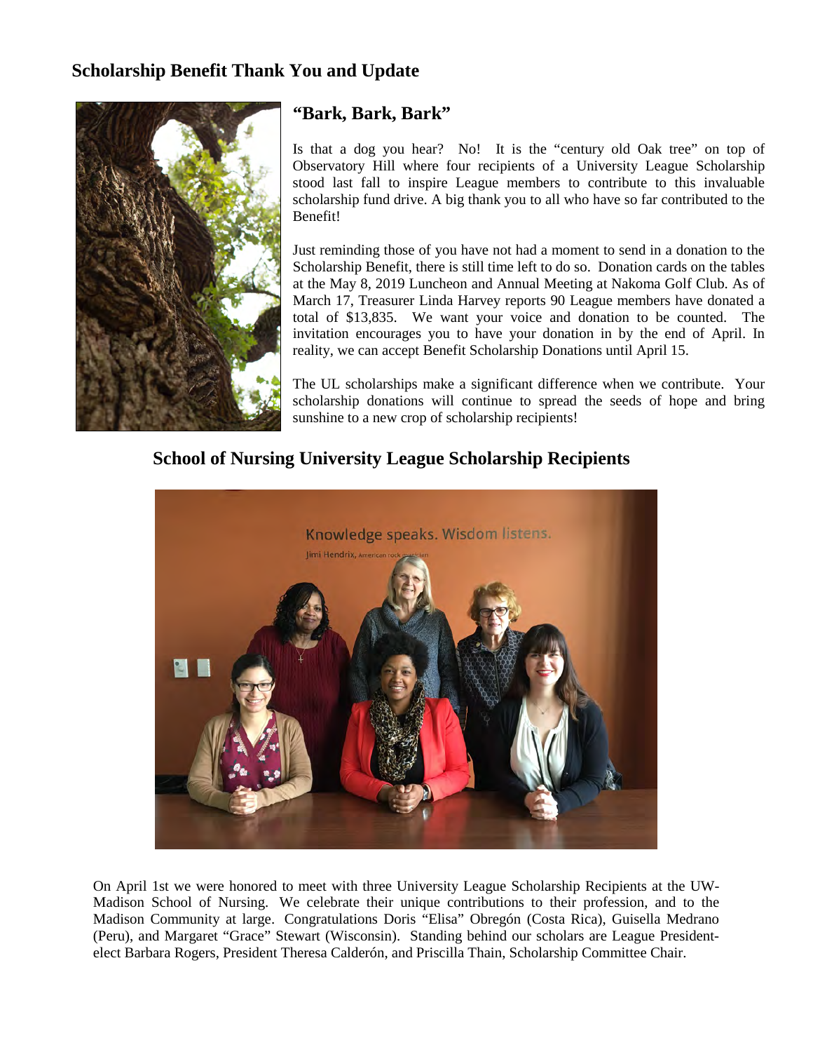## Scholarship Benefit Thank You and Update

### "Bark, Bark, Bark"

Is that a dog you hear? No! It is the "century old Oak tree" on top of Observatory Hill where four recipients of a University League Scholarship stood last fall to inspire League members to contribute to this invaluable scholarship fund drive. A big thank you to all who have so far contributed to the Benefit!

Just reminding those of you have not had a moment to send in a donation to the Scholarship Benefit, there is still time left to do so. Donation cards on the tables at the May 8, 2019 Luncheon and Annual Meeting at Nakoma Golf Club. As of March 17, Treasurer Linda Harvey reports 90 League members have donated a total of $13,835. We want your voice and donation to be counted. The invitation encourages you to have your donation in by the end of April. In reality, we can accept Benefit Scholarship Donations until April 15.

The UL scholarships make a significant difference when we contribute. Your scholarship donations will continue to spread the seeds of hope and bring sunshine to a new crop of scholarship recipients!

### School of Nursing University League Scholarship Recipients

On April 1st we were honored to meet with three University League Scholarship Recipients at the UW-Madison School of Nursing. We celebrate their unique contributions to their profession, and to the Madison Community at large. Congratulations Doris "Elisa" Obregón (Costa Rica), Guisella Medrano (Peru), and Margaret "Grace" Stewart (Wisconsin). Standing behind our scholars are League President-elect Barbara Rogers, President Theresa Calderón, and Priscilla Thain, Scholarship Committee Chair.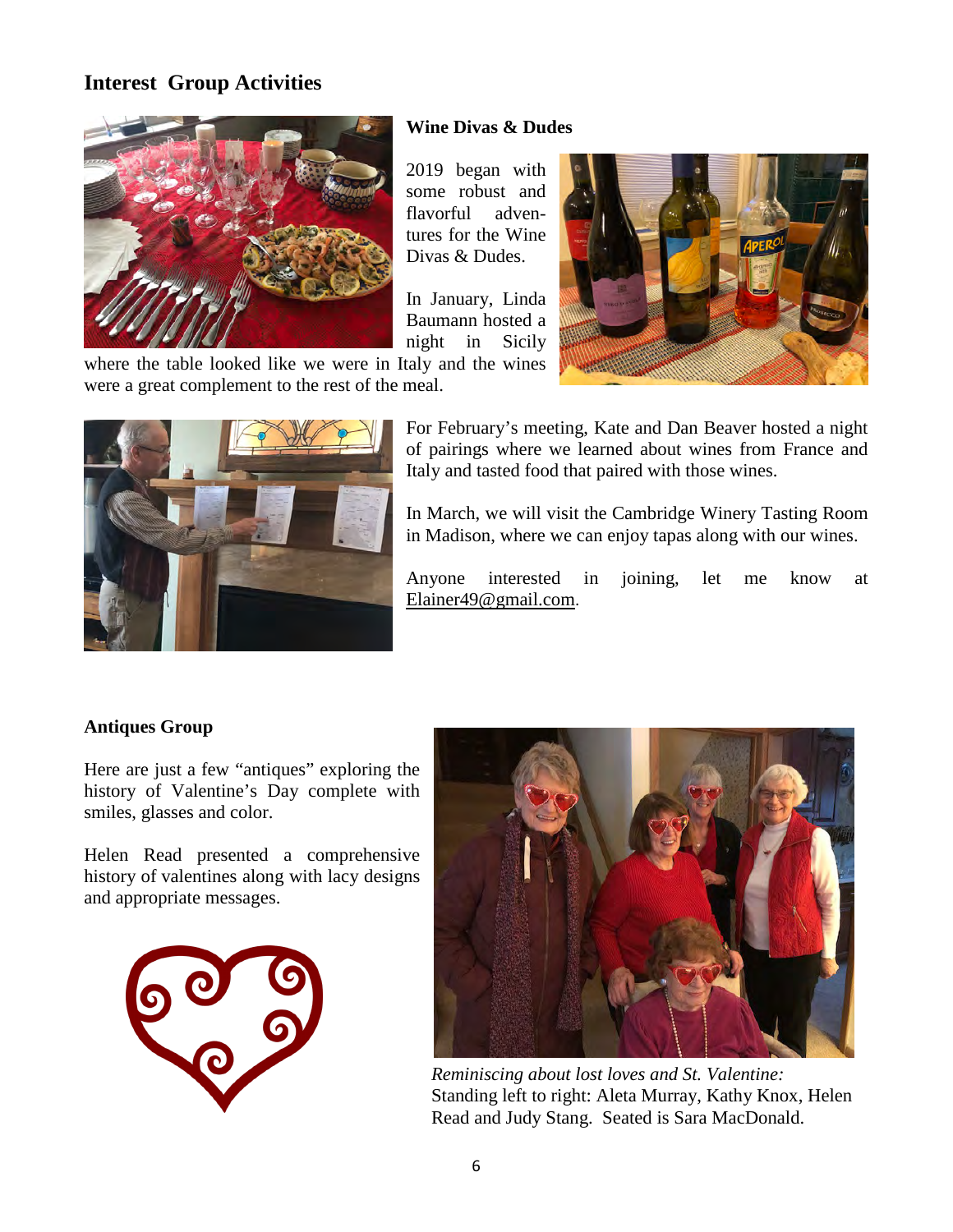## Interest Group Activities

### Wine Divas & Dudes

2019 began with some robust and flavorful adventures for the Wine Divas & Dudes.

In January, Linda Baumann hosted a night in Sicily where the table looked like we were in Italy and the wines were a great complement to the rest of the meal.

For February's meeting, Kate and Dan Beaver hosted a night of pairings where we learned about wines from France and Italy and tasted food that paired with those wines.

In March, we will visit the Cambridge Winery Tasting Room in Madison, where we can enjoy tapas along with our wines.

Anyone interested in joining, let me know at Elainer49@gmail.com.

### Antiques Group

Here are just a few "antiques" exploring the history of Valentine's Day complete with smiles, glasses and color.

Helen Read presented a comprehensive history of valentines along with lacy designs and appropriate messages.

*Reminiscing about lost loves and St. Valentine:* Standing left to right: Aleta Murray, Kathy Knox, Helen Read and Judy Stang. Seated is Sara MacDonald.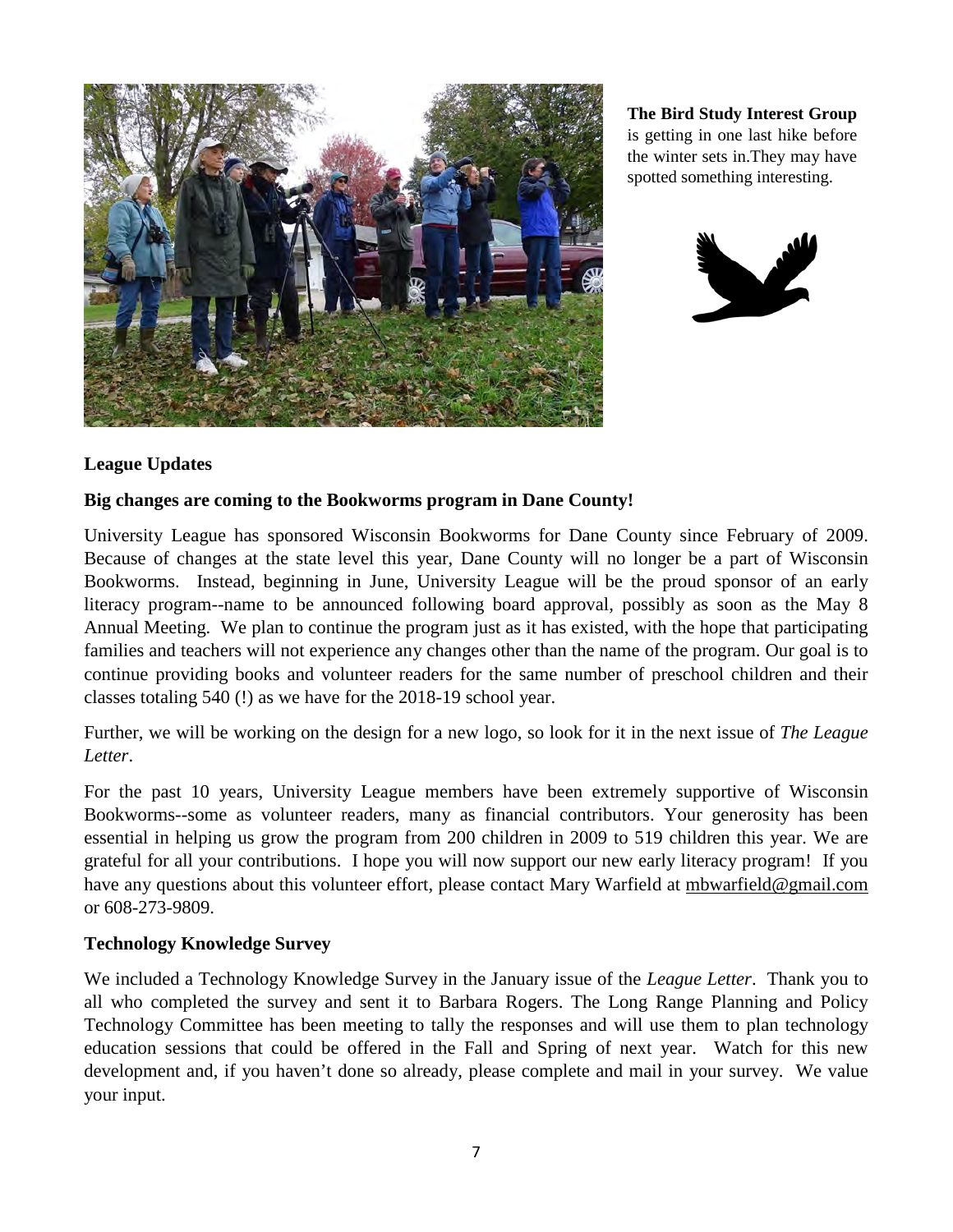**The Bird Study Interest Group** is getting in one last hike before the winter sets in.They may have spotted something interesting.

**League Updates**

**Big changes are coming to the Bookworms program in Dane County!**

University League has sponsored Wisconsin Bookworms for Dane County since February of 2009. Because of changes at the state level this year, Dane County will no longer be a part of Wisconsin Bookworms. Instead, beginning in June, University League will be the proud sponsor of an early literacy program--name to be announced following board approval, possibly as soon as the May 8 Annual Meeting. We plan to continue the program just as it has existed, with the hope that participating families and teachers will not experience any changes other than the name of the program. Our goal is to continue providing books and volunteer readers for the same number of preschool children and their classes totaling 540 (!) as we have for the 2018-19 school year.

Further, we will be working on the design for a new logo, so look for it in the next issue of *The League Letter*.

For the past 10 years, University League members have been extremely supportive of Wisconsin Bookworms--some as volunteer readers, many as financial contributors. Your generosity has been essential in helping us grow the program from 200 children in 2009 to 519 children this year. We are grateful for all your contributions. I hope you will now support our new early literacy program! If you have any questions about this volunteer effort, please contact Mary Warfield at mbwarfield@gmail.com or 608-273-9809.

**Technology Knowledge Survey**

We included a Technology Knowledge Survey in the January issue of the *League Letter*. Thank you to all who completed the survey and sent it to Barbara Rogers. The Long Range Planning and Policy Technology Committee has been meeting to tally the responses and will use them to plan technology education sessions that could be offered in the Fall and Spring of next year. Watch for this new development and, if you haven't done so already, please complete and mail in your survey. We value your input.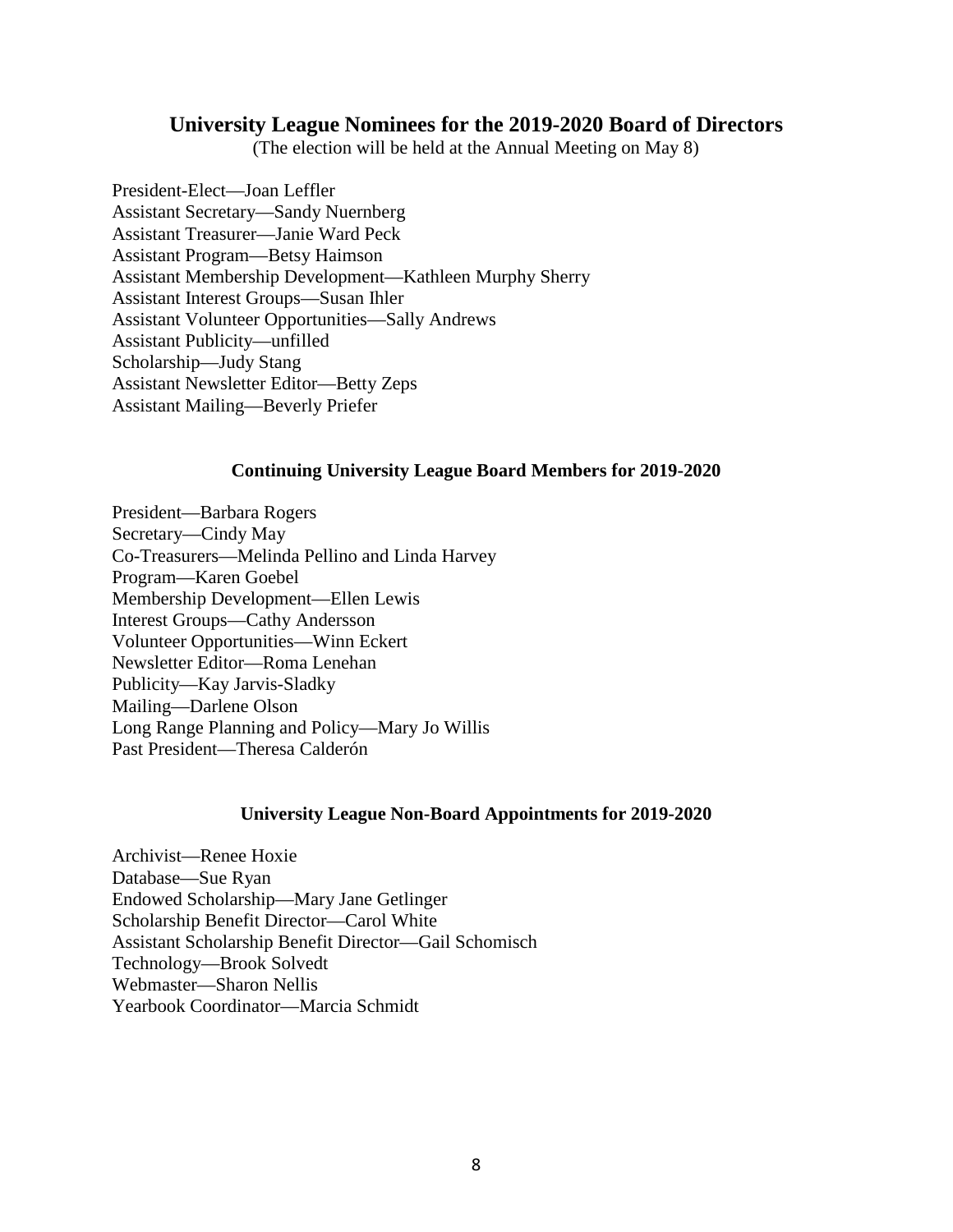## University League Nominees for the 2019-2020 Board of Directors

(The election will be held at the Annual Meeting on May 8)

President-Elect—Joan Leffler
Assistant Secretary—Sandy Nuernberg
Assistant Treasurer—Janie Ward Peck
Assistant Program—Betsy Haimson
Assistant Membership Development—Kathleen Murphy Sherry
Assistant Interest Groups—Susan Ihler
Assistant Volunteer Opportunities—Sally Andrews
Assistant Publicity—unfilled
Scholarship—Judy Stang
Assistant Newsletter Editor—Betty Zeps
Assistant Mailing—Beverly Priefer

### Continuing University League Board Members for 2019-2020

President—Barbara Rogers
Secretary—Cindy May
Co-Treasurers—Melinda Pellino and Linda Harvey
Program—Karen Goebel
Membership Development—Ellen Lewis
Interest Groups—Cathy Andersson
Volunteer Opportunities—Winn Eckert
Newsletter Editor—Roma Lenehan
Publicity—Kay Jarvis-Sladky
Mailing—Darlene Olson
Long Range Planning and Policy—Mary Jo Willis
Past President—Theresa Calderón

### University League Non-Board Appointments for 2019-2020

Archivist—Renee Hoxie
Database—Sue Ryan
Endowed Scholarship—Mary Jane Getlinger
Scholarship Benefit Director—Carol White
Assistant Scholarship Benefit Director—Gail Schomisch
Technology—Brook Solvedt
Webmaster—Sharon Nellis
Yearbook Coordinator—Marcia Schmidt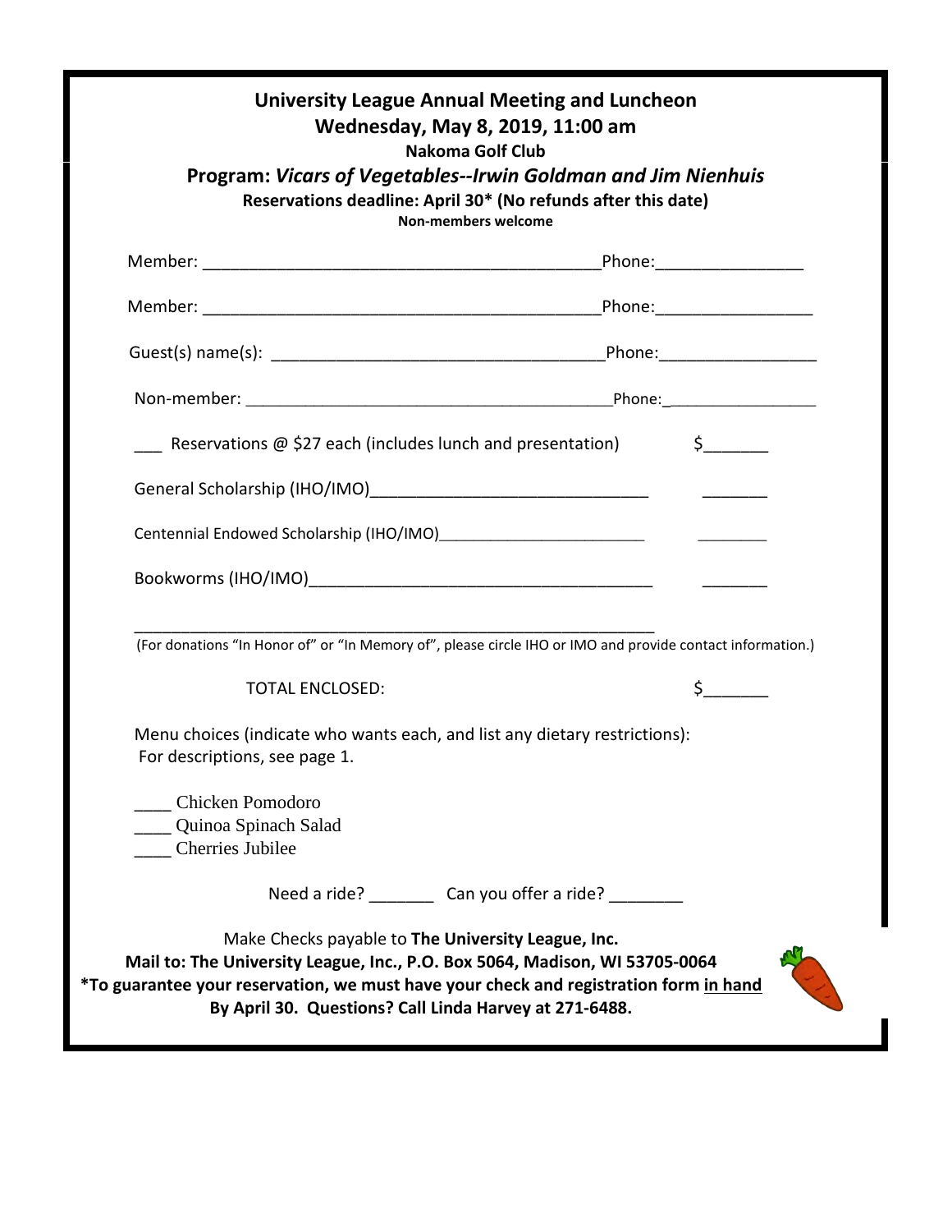## University League Annual Meeting and Luncheon

## Wednesday, May 8, 2019, 11:00 am

**Nakoma Golf Club**

### Program: *Vicars of Vegetables--Irwin Goldman and Jim Nienhuis*

**Reservations deadline: April 30* (No refunds after this date)**

**Non-members welcome**

Member: ___________________________________________Phone:_______________

Member: ___________________________________________Phone:________________

Guest(s) name(s): __________________________________Phone:________________

Non-member: _________________________________________Phone:_________________

___ Reservations @ $27 each (includes lunch and presentation) $_______

General Scholarship (IHO/IMO)______________________________ _______

Centennial Endowed Scholarship (IHO/IMO)________________________ ________

Bookworms (IHO/IMO)_____________________________________ _______

_____________________________________________________________

(For donations "In Honor of" or "In Memory of", please circle IHO or IMO and provide contact information.)

TOTAL ENCLOSED: $_______

Menu choices (indicate who wants each, and list any dietary restrictions):
For descriptions, see page 1.

____ Chicken Pomodoro
____ Quinoa Spinach Salad
____ Cherries Jubilee

Need a ride? _______ Can you offer a ride? ________

Make Checks payable to **The University League, Inc.**

**Mail to: The University League, Inc., P.O. Box 5064, Madison, WI 53705-0064**

***To guarantee your reservation, we must have your check and registration form <u>in hand</u> By April 30. Questions? Call Linda Harvey at 271-6488.**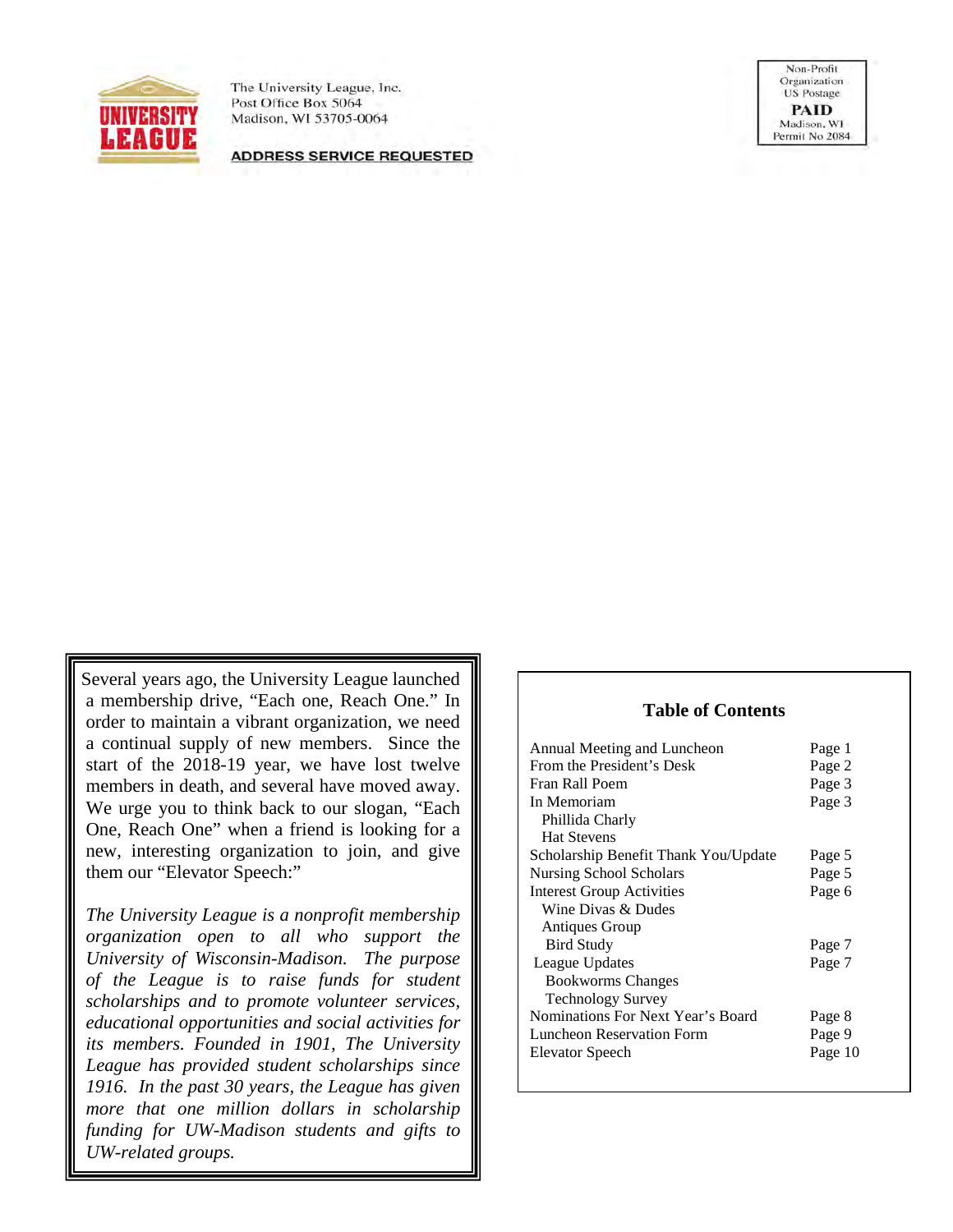UNIVERSITY LEAGUE

The University League, Inc.
Post Office Box 5064
Madison, WI 53705-0064

ADDRESS SERVICE REQUESTED

Non-Profit
Organization
US Postage
**PAID**
Madison, WI
Permit No 2084

Several years ago, the University League launched a membership drive, "Each one, Reach One." In order to maintain a vibrant organization, we need a continual supply of new members. Since the start of the 2018-19 year, we have lost twelve members in death, and several have moved away. We urge you to think back to our slogan, "Each One, Reach One" when a friend is looking for a new, interesting organization to join, and give them our "Elevator Speech:"

*The University League is a nonprofit membership organization open to all who support the University of Wisconsin-Madison. The purpose of the League is to raise funds for student scholarships and to promote volunteer services, educational opportunities and social activities for its members. Founded in 1901, The University League has provided student scholarships since 1916. In the past 30 years, the League has given more that one million dollars in scholarship funding for UW-Madison students and gifts to UW-related groups.*

## Table of Contents

| | |
|---|---|
| Annual Meeting and Luncheon | Page 1 |
| From the President's Desk | Page 2 |
| Fran Rall Poem | Page 3 |
| In Memoriam | Page 3 |
| Phillida Charly | |
| Hat Stevens | |
| Scholarship Benefit Thank You/Update | Page 5 |
| Nursing School Scholars | Page 5 |
| Interest Group Activities | Page 6 |
| Wine Divas & Dudes | |
| Antiques Group | |
| Bird Study | Page 7 |
| League Updates | Page 7 |
| Bookworms Changes | |
| Technology Survey | |
| Nominations For Next Year's Board | Page 8 |
| Luncheon Reservation Form | Page 9 |
| Elevator Speech | Page 10 |